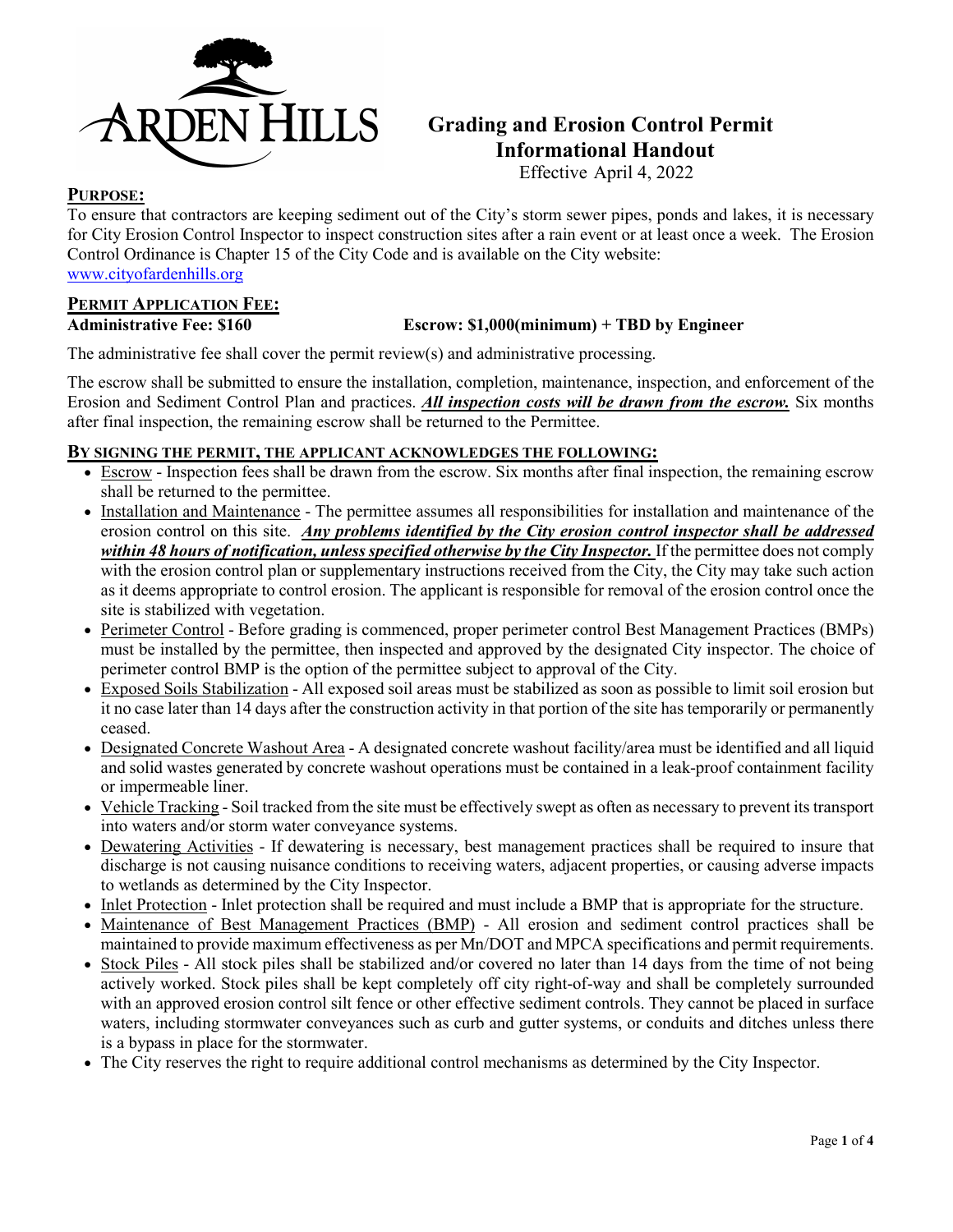ARDEN HILLS

# Grading and Erosion Control Permit Informational Handout

Effective April 4, 2022

## PURPOSE:

To ensure that contractors are keeping sediment out of the City's storm sewer pipes, ponds and lakes, it is necessary for City Erosion Control Inspector to inspect construction sites after a rain event or at least once a week. The Erosion Control Ordinance is Chapter 15 of the City Code and is available on the City website: [www.cityofardenhills.org](www.cityofardenhills.org)

## PERMIT APPLICATION FEE:

**Administrative Fee: $160** **Escrow: $1,000(minimum) + TBD by Engineer**

The administrative fee shall cover the permit review(s) and administrative processing.

The escrow shall be submitted to ensure the installation, completion, maintenance, inspection, and enforcement of the Erosion and Sediment Control Plan and practices. ***All inspection costs will be drawn from the escrow.*** Six months after final inspection, the remaining escrow shall be returned to the Permittee.

## BY SIGNING THE PERMIT, THE APPLICANT ACKNOWLEDGES THE FOLLOWING:

- Escrow - Inspection fees shall be drawn from the escrow. Six months after final inspection, the remaining escrow shall be returned to the permittee.
- Installation and Maintenance - The permittee assumes all responsibilities for installation and maintenance of the erosion control on this site. ***Any problems identified by the City erosion control inspector shall be addressed within 48 hours of notification, unless specified otherwise by the City Inspector.*** If the permittee does not comply with the erosion control plan or supplementary instructions received from the City, the City may take such action as it deems appropriate to control erosion. The applicant is responsible for removal of the erosion control once the site is stabilized with vegetation.
- Perimeter Control - Before grading is commenced, proper perimeter control Best Management Practices (BMPs) must be installed by the permittee, then inspected and approved by the designated City inspector. The choice of perimeter control BMP is the option of the permittee subject to approval of the City.
- Exposed Soils Stabilization - All exposed soil areas must be stabilized as soon as possible to limit soil erosion but it no case later than 14 days after the construction activity in that portion of the site has temporarily or permanently ceased.
- Designated Concrete Washout Area - A designated concrete washout facility/area must be identified and all liquid and solid wastes generated by concrete washout operations must be contained in a leak-proof containment facility or impermeable liner.
- Vehicle Tracking - Soil tracked from the site must be effectively swept as often as necessary to prevent its transport into waters and/or storm water conveyance systems.
- Dewatering Activities - If dewatering is necessary, best management practices shall be required to insure that discharge is not causing nuisance conditions to receiving waters, adjacent properties, or causing adverse impacts to wetlands as determined by the City Inspector.
- Inlet Protection - Inlet protection shall be required and must include a BMP that is appropriate for the structure.
- Maintenance of Best Management Practices (BMP) - All erosion and sediment control practices shall be maintained to provide maximum effectiveness as per Mn/DOT and MPCA specifications and permit requirements.
- Stock Piles - All stock piles shall be stabilized and/or covered no later than 14 days from the time of not being actively worked. Stock piles shall be kept completely off city right-of-way and shall be completely surrounded with an approved erosion control silt fence or other effective sediment controls. They cannot be placed in surface waters, including stormwater conveyances such as curb and gutter systems, or conduits and ditches unless there is a bypass in place for the stormwater.
- The City reserves the right to require additional control mechanisms as determined by the City Inspector.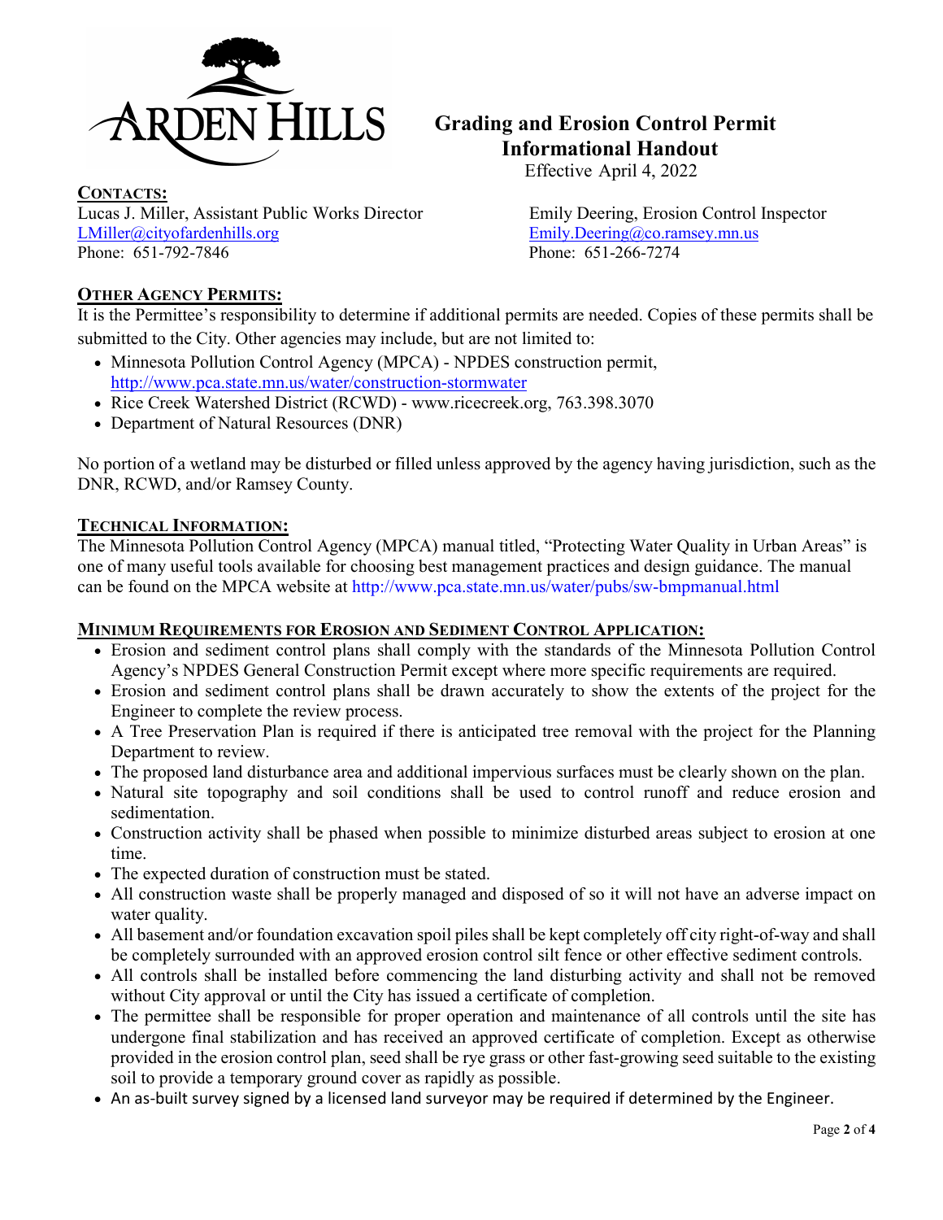# Grading and Erosion Control Permit Informational Handout

Effective April 4, 2022

## CONTACTS:

Lucas J. Miller, Assistant Public Works Director
LMiller@cityofardenhills.org
Phone: 651-792-7846

Emily Deering, Erosion Control Inspector
Emily.Deering@co.ramsey.mn.us
Phone: 651-266-7274

## OTHER AGENCY PERMITS:

It is the Permittee's responsibility to determine if additional permits are needed. Copies of these permits shall be submitted to the City. Other agencies may include, but are not limited to:

- Minnesota Pollution Control Agency (MPCA) - NPDES construction permit, http://www.pca.state.mn.us/water/construction-stormwater
- Rice Creek Watershed District (RCWD) - www.ricecreek.org, 763.398.3070
- Department of Natural Resources (DNR)

No portion of a wetland may be disturbed or filled unless approved by the agency having jurisdiction, such as the DNR, RCWD, and/or Ramsey County.

## TECHNICAL INFORMATION:

The Minnesota Pollution Control Agency (MPCA) manual titled, "Protecting Water Quality in Urban Areas" is one of many useful tools available for choosing best management practices and design guidance. The manual can be found on the MPCA website at http://www.pca.state.mn.us/water/pubs/sw-bmpmanual.html

## MINIMUM REQUIREMENTS FOR EROSION AND SEDIMENT CONTROL APPLICATION:

- Erosion and sediment control plans shall comply with the standards of the Minnesota Pollution Control Agency's NPDES General Construction Permit except where more specific requirements are required.
- Erosion and sediment control plans shall be drawn accurately to show the extents of the project for the Engineer to complete the review process.
- A Tree Preservation Plan is required if there is anticipated tree removal with the project for the Planning Department to review.
- The proposed land disturbance area and additional impervious surfaces must be clearly shown on the plan.
- Natural site topography and soil conditions shall be used to control runoff and reduce erosion and sedimentation.
- Construction activity shall be phased when possible to minimize disturbed areas subject to erosion at one time.
- The expected duration of construction must be stated.
- All construction waste shall be properly managed and disposed of so it will not have an adverse impact on water quality.
- All basement and/or foundation excavation spoil piles shall be kept completely off city right-of-way and shall be completely surrounded with an approved erosion control silt fence or other effective sediment controls.
- All controls shall be installed before commencing the land disturbing activity and shall not be removed without City approval or until the City has issued a certificate of completion.
- The permittee shall be responsible for proper operation and maintenance of all controls until the site has undergone final stabilization and has received an approved certificate of completion. Except as otherwise provided in the erosion control plan, seed shall be rye grass or other fast-growing seed suitable to the existing soil to provide a temporary ground cover as rapidly as possible.
- An as-built survey signed by a licensed land surveyor may be required if determined by the Engineer.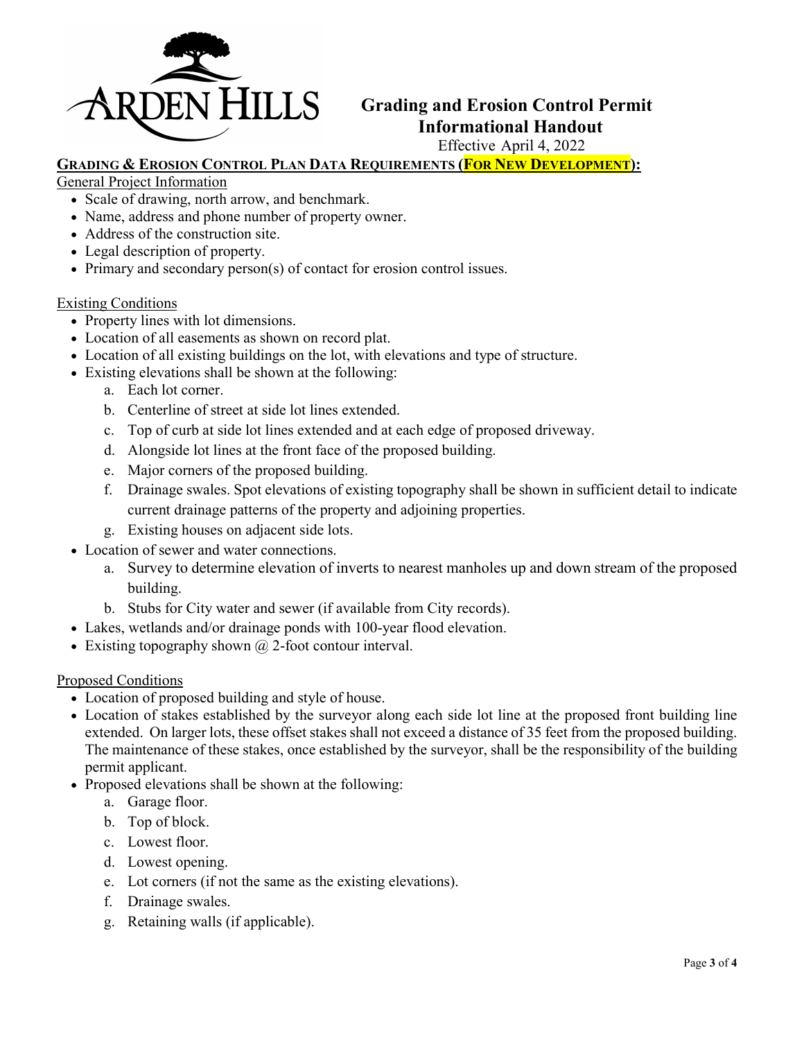# Grading and Erosion Control Permit Informational Handout

Effective April 4, 2022

## GRADING & EROSION CONTROL PLAN DATA REQUIREMENTS (FOR NEW DEVELOPMENT):

### General Project Information

- Scale of drawing, north arrow, and benchmark.
- Name, address and phone number of property owner.
- Address of the construction site.
- Legal description of property.
- Primary and secondary person(s) of contact for erosion control issues.

### Existing Conditions

- Property lines with lot dimensions.
- Location of all easements as shown on record plat.
- Location of all existing buildings on the lot, with elevations and type of structure.
- Existing elevations shall be shown at the following:
    a. Each lot corner.
    b. Centerline of street at side lot lines extended.
    c. Top of curb at side lot lines extended and at each edge of proposed driveway.
    d. Alongside lot lines at the front face of the proposed building.
    e. Major corners of the proposed building.
    f. Drainage swales. Spot elevations of existing topography shall be shown in sufficient detail to indicate current drainage patterns of the property and adjoining properties.
    g. Existing houses on adjacent side lots.
- Location of sewer and water connections.
    a. Survey to determine elevation of inverts to nearest manholes up and down stream of the proposed building.
    b. Stubs for City water and sewer (if available from City records).
- Lakes, wetlands and/or drainage ponds with 100-year flood elevation.
- Existing topography shown @ 2-foot contour interval.

### Proposed Conditions

- Location of proposed building and style of house.
- Location of stakes established by the surveyor along each side lot line at the proposed front building line extended. On larger lots, these offset stakes shall not exceed a distance of 35 feet from the proposed building. The maintenance of these stakes, once established by the surveyor, shall be the responsibility of the building permit applicant.
- Proposed elevations shall be shown at the following:
    a. Garage floor.
    b. Top of block.
    c. Lowest floor.
    d. Lowest opening.
    e. Lot corners (if not the same as the existing elevations).
    f. Drainage swales.
    g. Retaining walls (if applicable).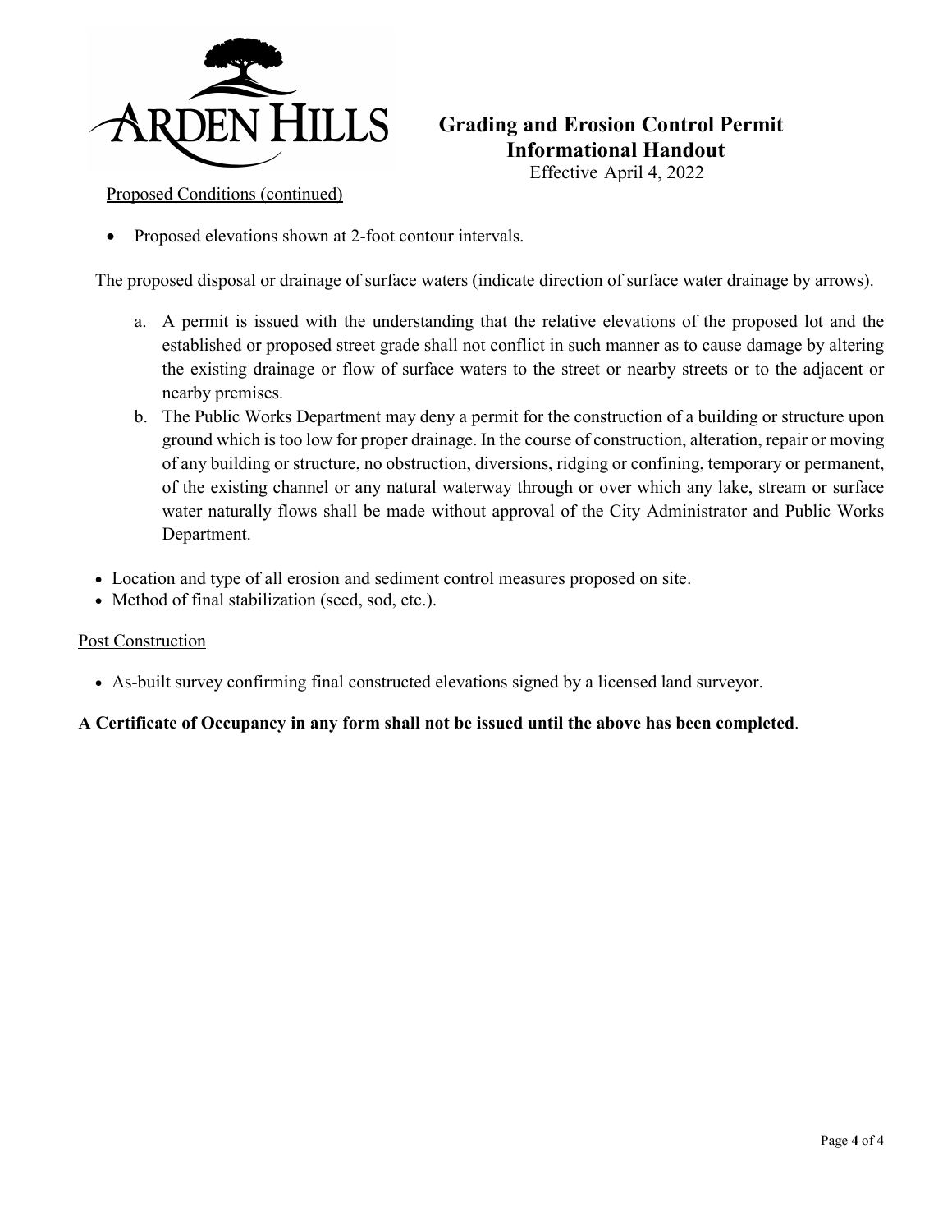Proposed Conditions (continued)

- Proposed elevations shown at 2-foot contour intervals.

The proposed disposal or drainage of surface waters (indicate direction of surface water drainage by arrows).

a. A permit is issued with the understanding that the relative elevations of the proposed lot and the established or proposed street grade shall not conflict in such manner as to cause damage by altering the existing drainage or flow of surface waters to the street or nearby streets or to the adjacent or nearby premises.
b. The Public Works Department may deny a permit for the construction of a building or structure upon ground which is too low for proper drainage. In the course of construction, alteration, repair or moving of any building or structure, no obstruction, diversions, ridging or confining, temporary or permanent, of the existing channel or any natural waterway through or over which any lake, stream or surface water naturally flows shall be made without approval of the City Administrator and Public Works Department.

- Location and type of all erosion and sediment control measures proposed on site.
- Method of final stabilization (seed, sod, etc.).

Post Construction

- As-built survey confirming final constructed elevations signed by a licensed land surveyor.

**A Certificate of Occupancy in any form shall not be issued until the above has been completed**.